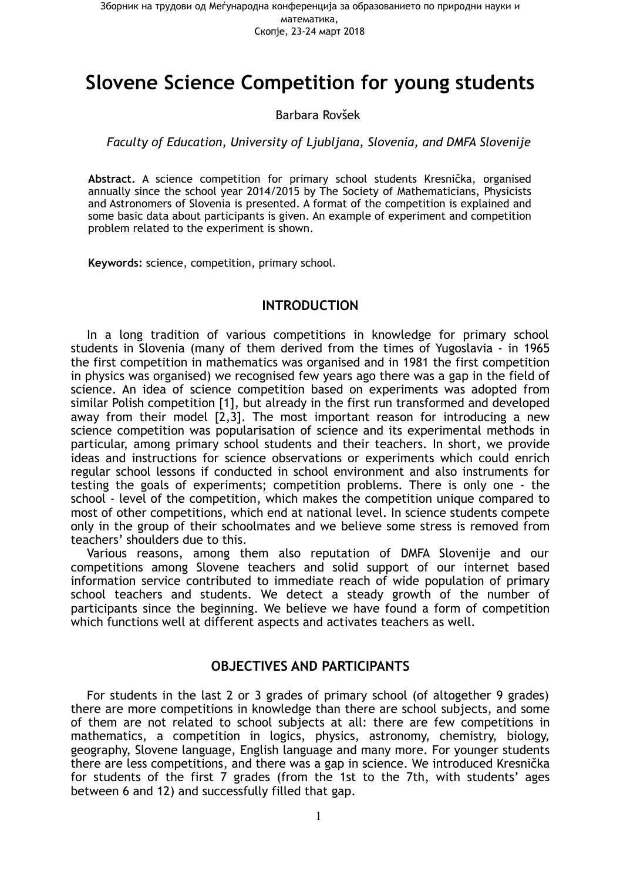# Slovene Science Competition for young students

Barbara Rovšek

*Faculty of Education, University of Ljubljana, Slovenia, and DMFA Slovenije*

**Abstract.** A science competition for primary school students Kresnička, organised annually since the school year 2014/2015 by The Society of Mathematicians, Physicists and Astronomers of Slovenia is presented. A format of the competition is explained and some basic data about participants is given. An example of experiment and competition problem related to the experiment is shown.

**Keywords:** science, competition, primary school.

## INTRODUCTION

In a long tradition of various competitions in knowledge for primary school students in Slovenia (many of them derived from the times of Yugoslavia - in 1965 the first competition in mathematics was organised and in 1981 the first competition in physics was organised) we recognised few years ago there was a gap in the field of science. An idea of science competition based on experiments was adopted from similar Polish competition [1], but already in the first run transformed and developed away from their model [2,3]. The most important reason for introducing a new science competition was popularisation of science and its experimental methods in particular, among primary school students and their teachers. In short, we provide ideas and instructions for science observations or experiments which could enrich regular school lessons if conducted in school environment and also instruments for testing the goals of experiments; competition problems. There is only one - the school - level of the competition, which makes the competition unique compared to most of other competitions, which end at national level. In science students compete only in the group of their schoolmates and we believe some stress is removed from teachers' shoulders due to this.

Various reasons, among them also reputation of DMFA Slovenije and our competitions among Slovene teachers and solid support of our internet based information service contributed to immediate reach of wide population of primary school teachers and students. We detect a steady growth of the number of participants since the beginning. We believe we have found a form of competition which functions well at different aspects and activates teachers as well.

## OBJECTIVES AND PARTICIPANTS

For students in the last 2 or 3 grades of primary school (of altogether 9 grades) there are more competitions in knowledge than there are school subjects, and some of them are not related to school subjects at all: there are few competitions in mathematics, a competition in logics, physics, astronomy, chemistry, biology, geography, Slovene language, English language and many more. For younger students there are less competitions, and there was a gap in science. We introduced Kresnička for students of the first 7 grades (from the 1st to the 7th, with students' ages between 6 and 12) and successfully filled that gap.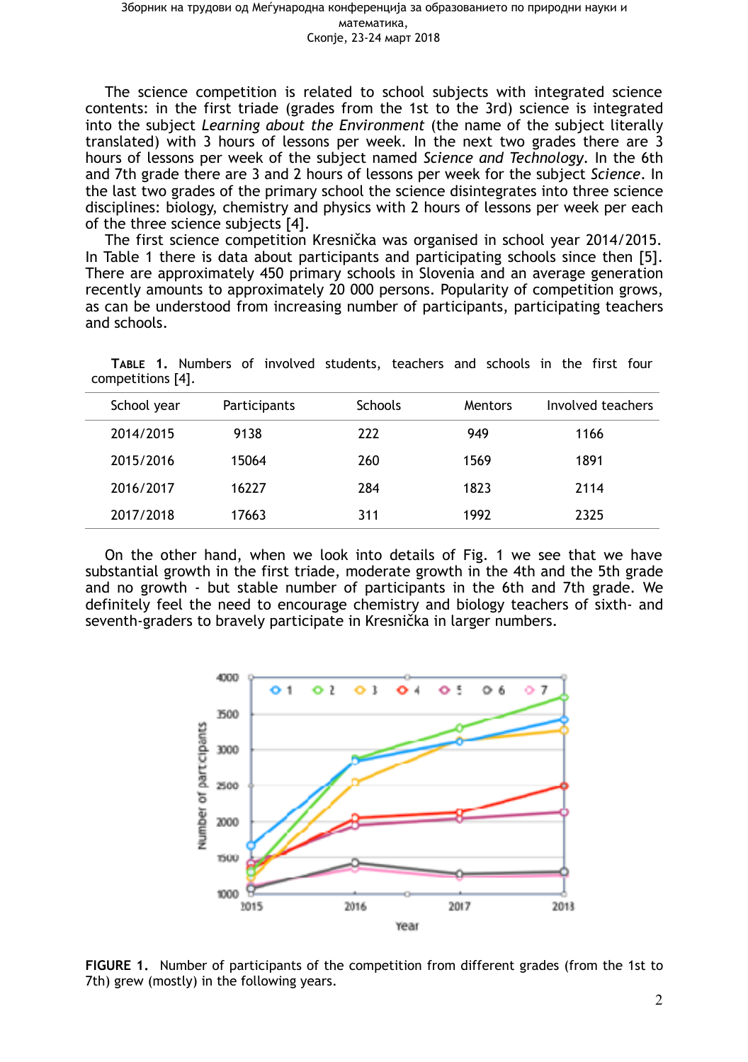The science competition is related to school subjects with integrated science contents: in the first triade (grades from the 1st to the 3rd) science is integrated into the subject *Learning about the Environment* (the name of the subject literally translated) with 3 hours of lessons per week. In the next two grades there are 3 hours of lessons per week of the subject named *Science and Technology*. In the 6th and 7th grade there are 3 and 2 hours of lessons per week for the subject *Science*. In the last two grades of the primary school the science disintegrates into three science disciplines: biology, chemistry and physics with 2 hours of lessons per week per each of the three science subjects [4].

The first science competition Kresnička was organised in school year 2014/2015. In Table 1 there is data about participants and participating schools since then [5]. There are approximately 450 primary schools in Slovenia and an average generation recently amounts to approximately 20 000 persons. Popularity of competition grows, as can be understood from increasing number of participants, participating teachers and schools.

**TABLE 1.** Numbers of involved students, teachers and schools in the first four competitions [4].

| School year | Participants | Schools | Mentors | Involved teachers |
|---|---|---|---|---|
| 2014/2015 | 9138 | 222 | 949 | 1166 |
| 2015/2016 | 15064 | 260 | 1569 | 1891 |
| 2016/2017 | 16227 | 284 | 1823 | 2114 |
| 2017/2018 | 17663 | 311 | 1992 | 2325 |

On the other hand, when we look into details of Fig. 1 we see that we have substantial growth in the first triade, moderate growth in the 4th and the 5th grade and no growth - but stable number of participants in the 6th and 7th grade. We definitely feel the need to encourage chemistry and biology teachers of sixth- and seventh-graders to bravely participate in Kresnička in larger numbers.

**FIGURE 1.** Number of participants of the competition from different grades (from the 1st to 7th) grew (mostly) in the following years.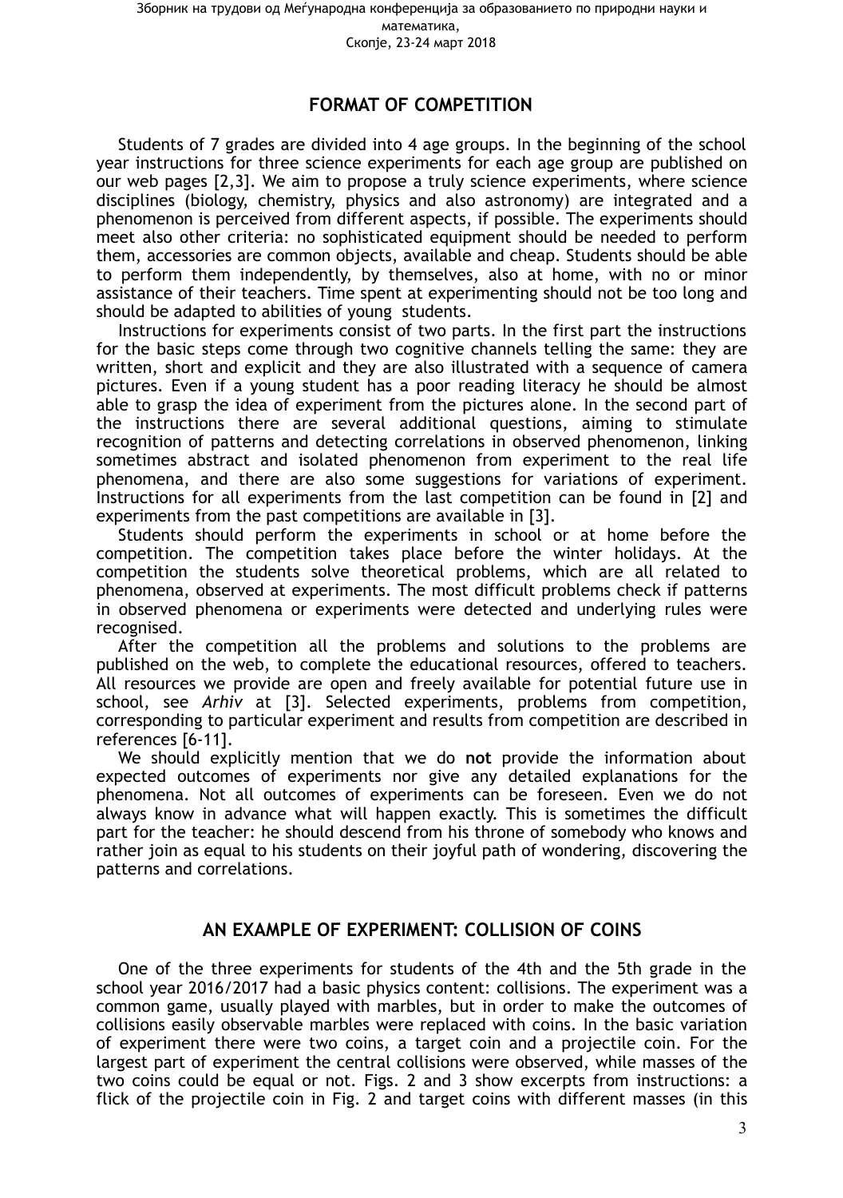## FORMAT OF COMPETITION

Students of 7 grades are divided into 4 age groups. In the beginning of the school year instructions for three science experiments for each age group are published on our web pages [2,3]. We aim to propose a truly science experiments, where science disciplines (biology, chemistry, physics and also astronomy) are integrated and a phenomenon is perceived from different aspects, if possible. The experiments should meet also other criteria: no sophisticated equipment should be needed to perform them, accessories are common objects, available and cheap. Students should be able to perform them independently, by themselves, also at home, with no or minor assistance of their teachers. Time spent at experimenting should not be too long and should be adapted to abilities of young students.

Instructions for experiments consist of two parts. In the first part the instructions for the basic steps come through two cognitive channels telling the same: they are written, short and explicit and they are also illustrated with a sequence of camera pictures. Even if a young student has a poor reading literacy he should be almost able to grasp the idea of experiment from the pictures alone. In the second part of the instructions there are several additional questions, aiming to stimulate recognition of patterns and detecting correlations in observed phenomenon, linking sometimes abstract and isolated phenomenon from experiment to the real life phenomena, and there are also some suggestions for variations of experiment. Instructions for all experiments from the last competition can be found in [2] and experiments from the past competitions are available in [3].

Students should perform the experiments in school or at home before the competition. The competition takes place before the winter holidays. At the competition the students solve theoretical problems, which are all related to phenomena, observed at experiments. The most difficult problems check if patterns in observed phenomena or experiments were detected and underlying rules were recognised.

After the competition all the problems and solutions to the problems are published on the web, to complete the educational resources, offered to teachers. All resources we provide are open and freely available for potential future use in school, see *Arhiv* at [3]. Selected experiments, problems from competition, corresponding to particular experiment and results from competition are described in references [6-11].

We should explicitly mention that we do **not** provide the information about expected outcomes of experiments nor give any detailed explanations for the phenomena. Not all outcomes of experiments can be foreseen. Even we do not always know in advance what will happen exactly. This is sometimes the difficult part for the teacher: he should descend from his throne of somebody who knows and rather join as equal to his students on their joyful path of wondering, discovering the patterns and correlations.

## AN EXAMPLE OF EXPERIMENT: COLLISION OF COINS

One of the three experiments for students of the 4th and the 5th grade in the school year 2016/2017 had a basic physics content: collisions. The experiment was a common game, usually played with marbles, but in order to make the outcomes of collisions easily observable marbles were replaced with coins. In the basic variation of experiment there were two coins, a target coin and a projectile coin. For the largest part of experiment the central collisions were observed, while masses of the two coins could be equal or not. Figs. 2 and 3 show excerpts from instructions: a flick of the projectile coin in Fig. 2 and target coins with different masses (in this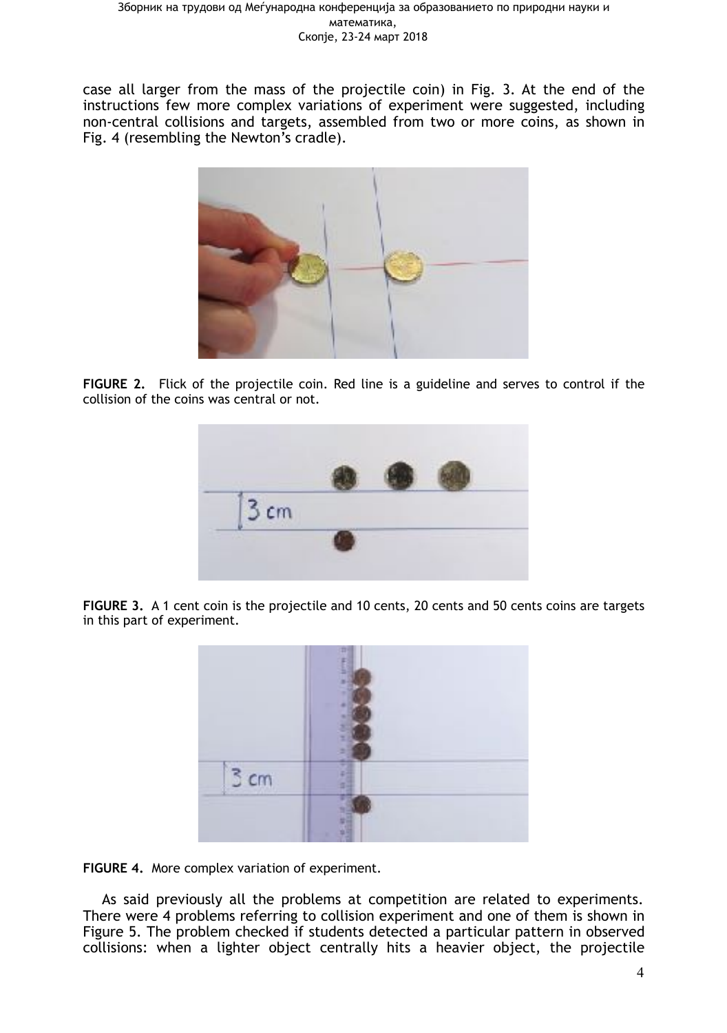case all larger from the mass of the projectile coin) in Fig. 3. At the end of the instructions few more complex variations of experiment were suggested, including non-central collisions and targets, assembled from two or more coins, as shown in Fig. 4 (resembling the Newton's cradle).

**FIGURE 2.** Flick of the projectile coin. Red line is a guideline and serves to control if the collision of the coins was central or not.

**FIGURE 3.** A 1 cent coin is the projectile and 10 cents, 20 cents and 50 cents coins are targets in this part of experiment.

**FIGURE 4.** More complex variation of experiment.

As said previously all the problems at competition are related to experiments. There were 4 problems referring to collision experiment and one of them is shown in Figure 5. The problem checked if students detected a particular pattern in observed collisions: when a lighter object centrally hits a heavier object, the projectile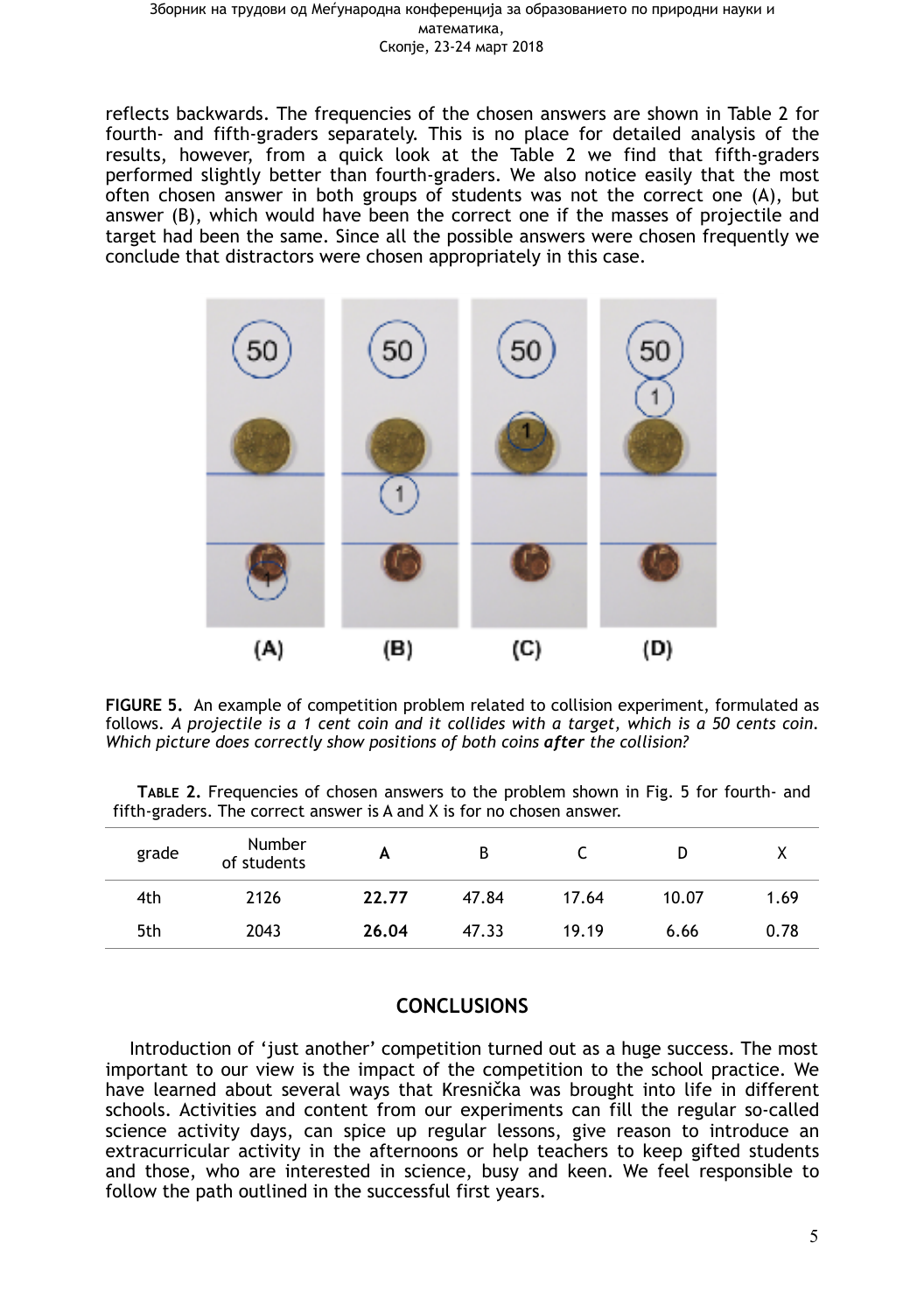reflects backwards. The frequencies of the chosen answers are shown in Table 2 for fourth- and fifth-graders separately. This is no place for detailed analysis of the results, however, from a quick look at the Table 2 we find that fifth-graders performed slightly better than fourth-graders. We also notice easily that the most often chosen answer in both groups of students was not the correct one (A), but answer (B), which would have been the correct one if the masses of projectile and target had been the same. Since all the possible answers were chosen frequently we conclude that distractors were chosen appropriately in this case.

**FIGURE 5.** An example of competition problem related to collision experiment, formulated as follows. *A projectile is a 1 cent coin and it collides with a target, which is a 50 cents coin. Which picture does correctly show positions of both coins **after** the collision?*

**TABLE 2.** Frequencies of chosen answers to the problem shown in Fig. 5 for fourth- and fifth-graders. The correct answer is A and X is for no chosen answer.

| grade | Number of students | **A** | B | C | D | X |
|---|---|---|---|---|---|---|
| 4th | 2126 | **22.77** | 47.84 | 17.64 | 10.07 | 1.69 |
| 5th | 2043 | **26.04** | 47.33 | 19.19 | 6.66 | 0.78 |

## CONCLUSIONS

Introduction of 'just another' competition turned out as a huge success. The most important to our view is the impact of the competition to the school practice. We have learned about several ways that Kresnička was brought into life in different schools. Activities and content from our experiments can fill the regular so-called science activity days, can spice up regular lessons, give reason to introduce an extracurricular activity in the afternoons or help teachers to keep gifted students and those, who are interested in science, busy and keen. We feel responsible to follow the path outlined in the successful first years.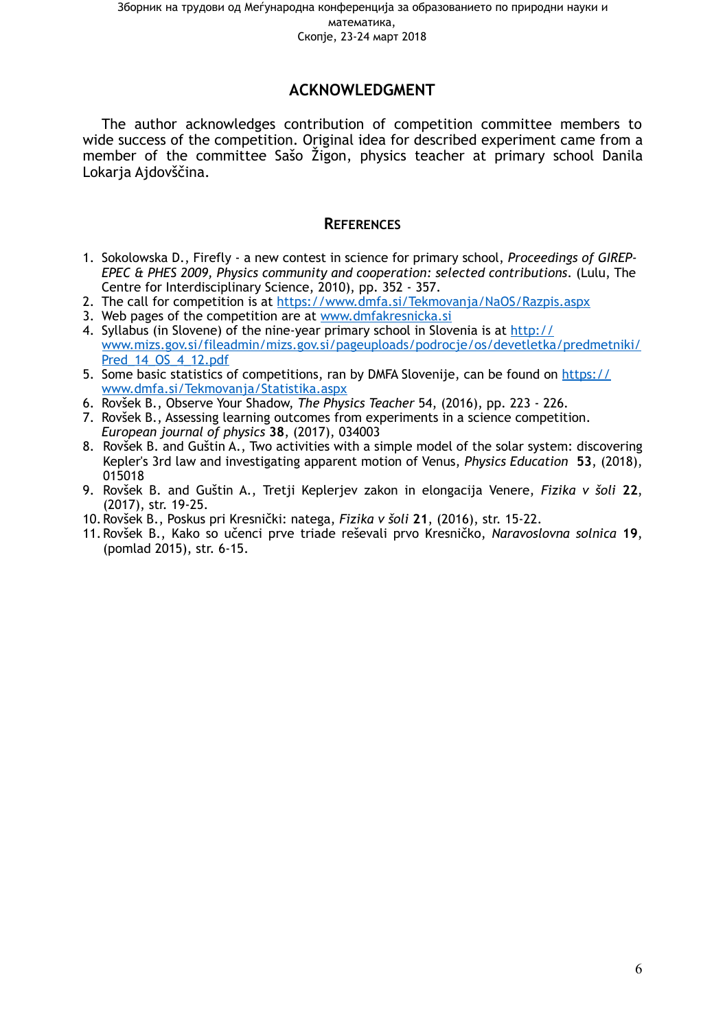## ACKNOWLEDGMENT

The author acknowledges contribution of competition committee members to wide success of the competition. Original idea for described experiment came from a member of the committee Sašo Žigon, physics teacher at primary school Danila Lokarja Ajdovščina.

## REFERENCES

1. Sokolowska D., Firefly - a new contest in science for primary school, *Proceedings of GIREP-EPEC & PHES 2009, Physics community and cooperation: selected contributions*. (Lulu, The Centre for Interdisciplinary Science, 2010), pp. 352 - 357.
2. The call for competition is at https://www.dmfa.si/Tekmovanja/NaOS/Razpis.aspx
3. Web pages of the competition are at www.dmfakresnicka.si
4. Syllabus (in Slovene) of the nine-year primary school in Slovenia is at http://www.mizs.gov.si/fileadmin/mizs.gov.si/pageuploads/podrocje/os/devetletka/predmetniki/Pred_14_OS_4_12.pdf
5. Some basic statistics of competitions, ran by DMFA Slovenije, can be found on https://www.dmfa.si/Tekmovanja/Statistika.aspx
6. Rovšek B., Observe Your Shadow, *The Physics Teacher* 54, (2016), pp. 223 - 226.
7. Rovšek B., Assessing learning outcomes from experiments in a science competition. *European journal of physics* **38**, (2017), 034003
8. Rovšek B. and Guštin A., Two activities with a simple model of the solar system: discovering Kepler's 3rd law and investigating apparent motion of Venus, *Physics Education* **53**, (2018), 015018
9. Rovšek B. and Guštin A., Tretji Keplerjev zakon in elongacija Venere, *Fizika v šoli* **22**, (2017), str. 19-25.
10. Rovšek B., Poskus pri Kresnički: nartega, *Fizika v šoli* **21**, (2016), str. 15-22.
11. Rovšek B., Kako so učenci prve triade reševali prvo Kresničko, *Naravoslovna solnica* **19**, (pomlad 2015), str. 6-15.